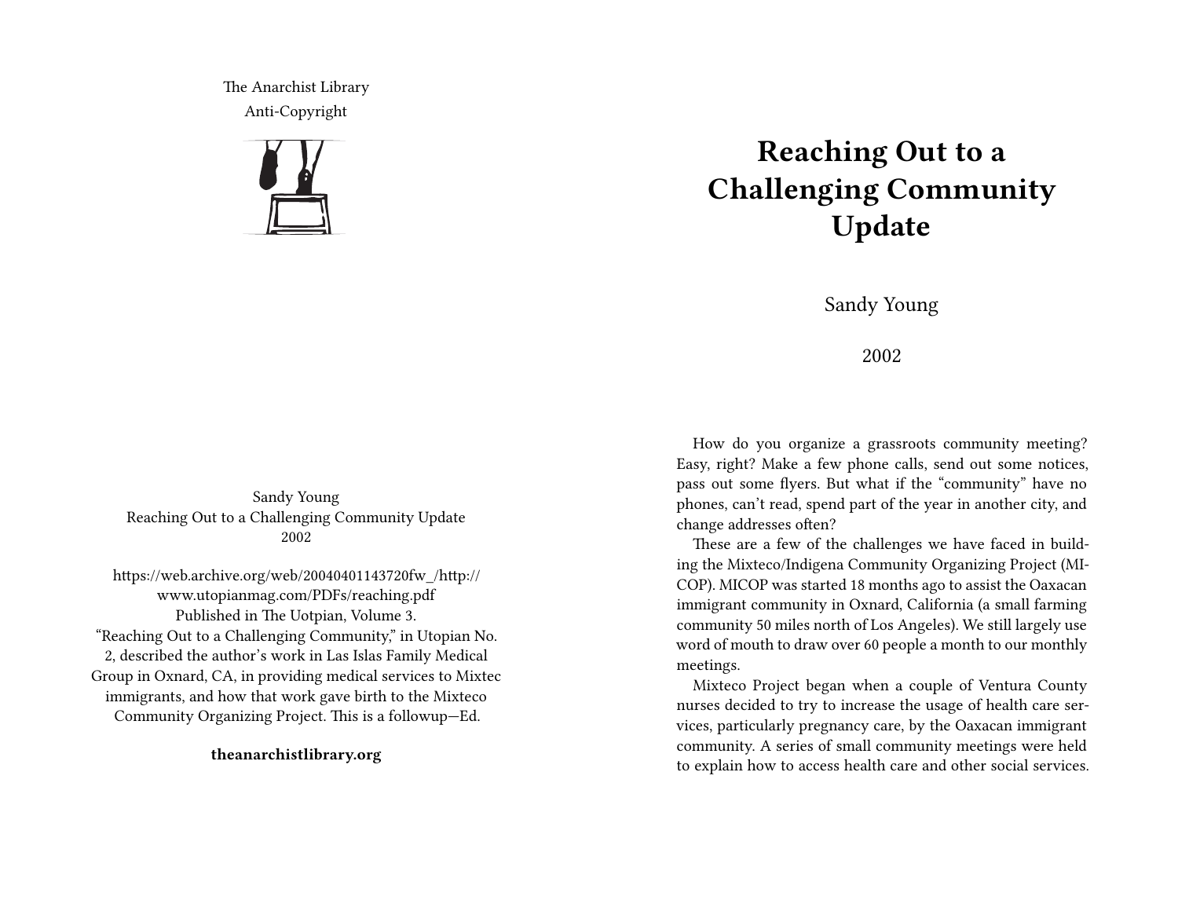The Anarchist Library
Anti-Copyright

Sandy Young
Reaching Out to a Challenging Community Update
2002

https://web.archive.org/web/20040401143720fw_/http://www.utopianmag.com/PDFs/reaching.pdf
Published in The Uotpian, Volume 3.
"Reaching Out to a Challenging Community," in Utopian No. 2, described the author's work in Las Islas Family Medical Group in Oxnard, CA, in providing medical services to Mixtec immigrants, and how that work gave birth to the Mixteco Community Organizing Project. This is a followup—Ed.

**theanarchistlibrary.org**

# Reaching Out to a Challenging Community Update

Sandy Young

2002

How do you organize a grassroots community meeting? Easy, right? Make a few phone calls, send out some notices, pass out some flyers. But what if the "community" have no phones, can't read, spend part of the year in another city, and change addresses often?

These are a few of the challenges we have faced in building the Mixteco/Indigena Community Organizing Project (MICOP). MICOP was started 18 months ago to assist the Oaxacan immigrant community in Oxnard, California (a small farming community 50 miles north of Los Angeles). We still largely use word of mouth to draw over 60 people a month to our monthly meetings.

Mixteco Project began when a couple of Ventura County nurses decided to try to increase the usage of health care services, particularly pregnancy care, by the Oaxacan immigrant community. A series of small community meetings were held to explain how to access health care and other social services.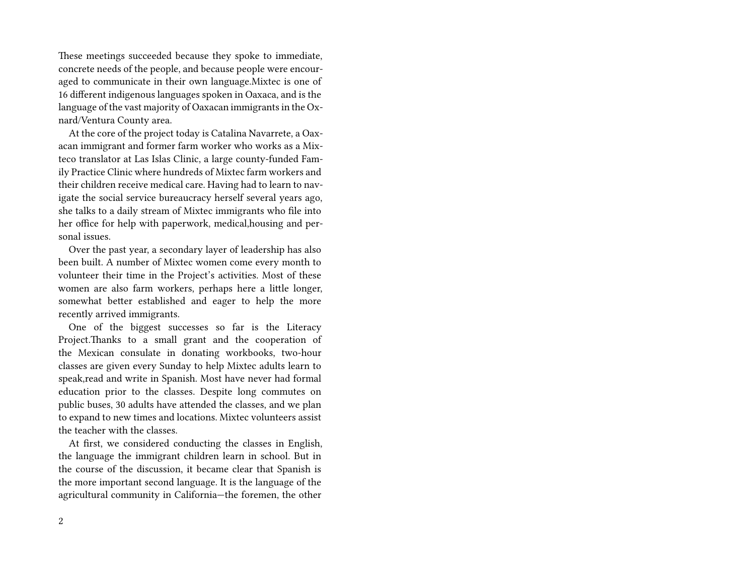These meetings succeeded because they spoke to immediate, concrete needs of the people, and because people were encouraged to communicate in their own language.Mixtec is one of 16 different indigenous languages spoken in Oaxaca, and is the language of the vast majority of Oaxacan immigrants in the Oxnard/Ventura County area.

At the core of the project today is Catalina Navarrete, a Oaxacan immigrant and former farm worker who works as a Mixteco translator at Las Islas Clinic, a large county-funded Family Practice Clinic where hundreds of Mixtec farm workers and their children receive medical care. Having had to learn to navigate the social service bureaucracy herself several years ago, she talks to a daily stream of Mixtec immigrants who file into her office for help with paperwork, medical,housing and personal issues.

Over the past year, a secondary layer of leadership has also been built. A number of Mixtec women come every month to volunteer their time in the Project's activities. Most of these women are also farm workers, perhaps here a little longer, somewhat better established and eager to help the more recently arrived immigrants.

One of the biggest successes so far is the Literacy Project.Thanks to a small grant and the cooperation of the Mexican consulate in donating workbooks, two-hour classes are given every Sunday to help Mixtec adults learn to speak,read and write in Spanish. Most have never had formal education prior to the classes. Despite long commutes on public buses, 30 adults have attended the classes, and we plan to expand to new times and locations. Mixtec volunteers assist the teacher with the classes.

At first, we considered conducting the classes in English, the language the immigrant children learn in school. But in the course of the discussion, it became clear that Spanish is the more important second language. It is the language of the agricultural community in California—the foremen, the other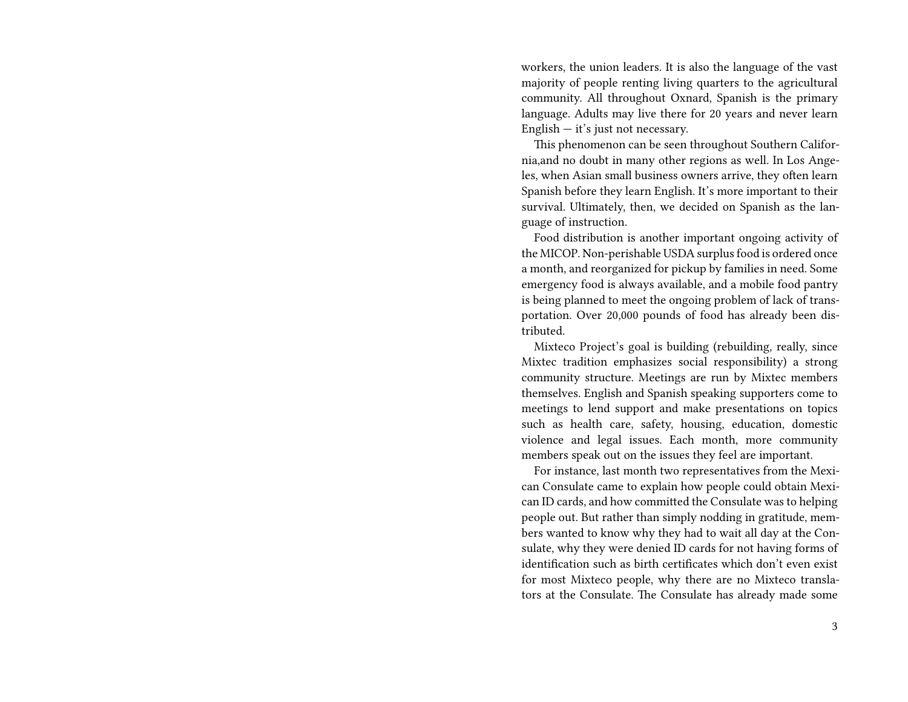workers, the union leaders. It is also the language of the vast majority of people renting living quarters to the agricultural community. All throughout Oxnard, Spanish is the primary language. Adults may live there for 20 years and never learn English — it's just not necessary.

This phenomenon can be seen throughout Southern California,and no doubt in many other regions as well. In Los Angeles, when Asian small business owners arrive, they often learn Spanish before they learn English. It's more important to their survival. Ultimately, then, we decided on Spanish as the language of instruction.

Food distribution is another important ongoing activity of the MICOP. Non-perishable USDA surplus food is ordered once a month, and reorganized for pickup by families in need. Some emergency food is always available, and a mobile food pantry is being planned to meet the ongoing problem of lack of transportation. Over 20,000 pounds of food has already been distributed.

Mixteco Project's goal is building (rebuilding, really, since Mixtec tradition emphasizes social responsibility) a strong community structure. Meetings are run by Mixtec members themselves. English and Spanish speaking supporters come to meetings to lend support and make presentations on topics such as health care, safety, housing, education, domestic violence and legal issues. Each month, more community members speak out on the issues they feel are important.

For instance, last month two representatives from the Mexican Consulate came to explain how people could obtain Mexican ID cards, and how committed the Consulate was to helping people out. But rather than simply nodding in gratitude, members wanted to know why they had to wait all day at the Consulate, why they were denied ID cards for not having forms of identification such as birth certificates which don't even exist for most Mixteco people, why there are no Mixteco translators at the Consulate. The Consulate has already made some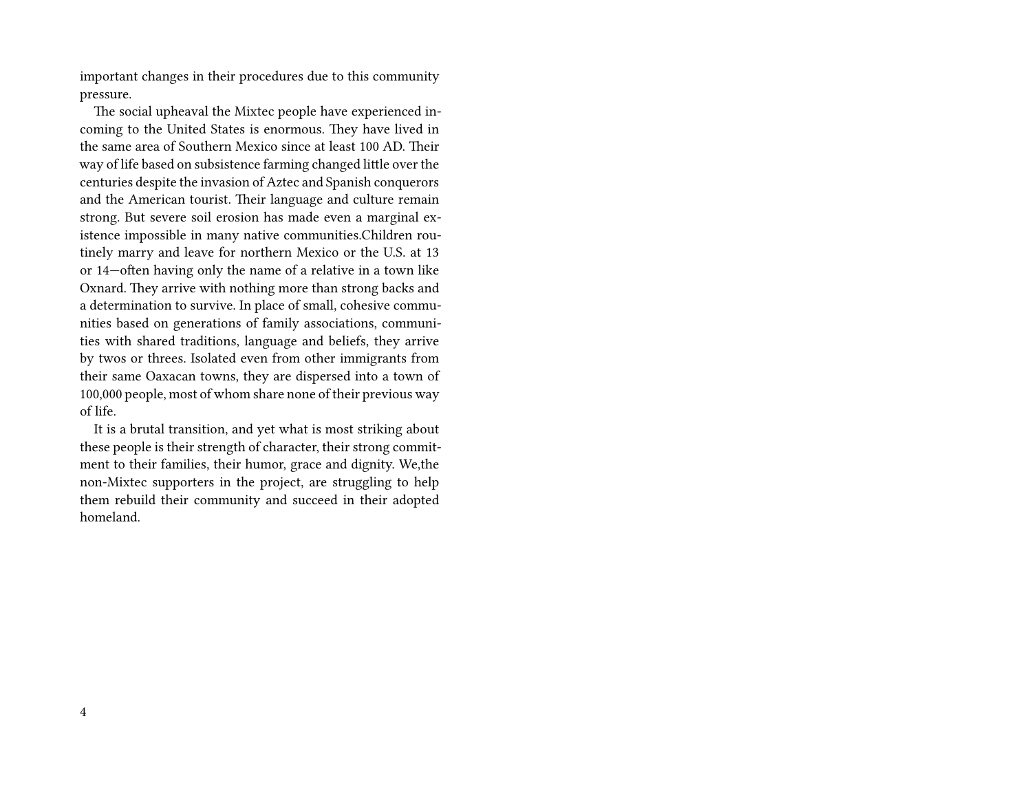important changes in their procedures due to this community pressure.

The social upheaval the Mixtec people have experienced incoming to the United States is enormous. They have lived in the same area of Southern Mexico since at least 100 AD. Their way of life based on subsistence farming changed little over the centuries despite the invasion of Aztec and Spanish conquerors and the American tourist. Their language and culture remain strong. But severe soil erosion has made even a marginal existence impossible in many native communities.Children routinely marry and leave for northern Mexico or the U.S. at 13 or 14—often having only the name of a relative in a town like Oxnard. They arrive with nothing more than strong backs and a determination to survive. In place of small, cohesive communities based on generations of family associations, communities with shared traditions, language and beliefs, they arrive by twos or threes. Isolated even from other immigrants from their same Oaxacan towns, they are dispersed into a town of 100,000 people, most of whom share none of their previous way of life.

It is a brutal transition, and yet what is most striking about these people is their strength of character, their strong commitment to their families, their humor, grace and dignity. We,the non-Mixtec supporters in the project, are struggling to help them rebuild their community and succeed in their adopted homeland.